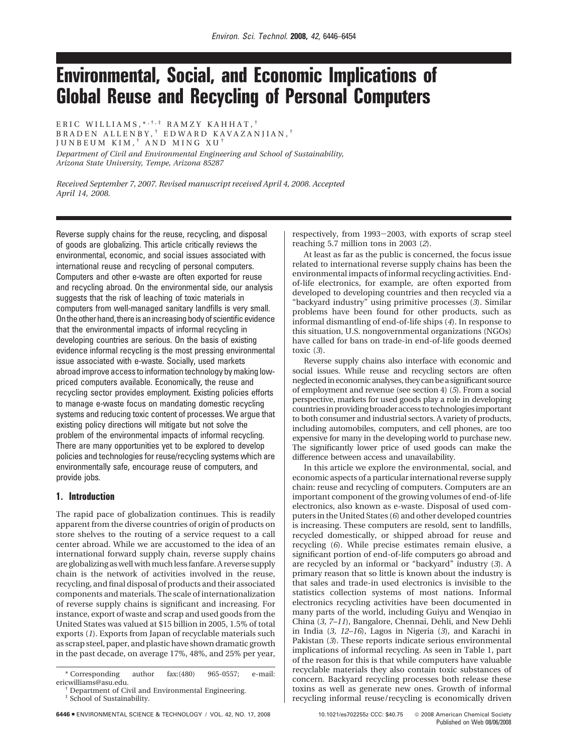# Environmental, Social, and Economic Implications of Global Reuse and Recycling of Personal Computers

ERIC WILLIAMS,*,†,‡ RAMZY KAHHAT,† BRADEN ALLENBY,† EDWARD KAVAZANJIAN,† JUNBEUM KIM,† AND MING XU†

*Department of Civil and Environmental Engineering and School of Sustainability, Arizona State University, Tempe, Arizona 85287*

*Received September 7, 2007. Revised manuscript received April 4, 2008. Accepted April 14, 2008.*

Reverse supply chains for the reuse, recycling, and disposal of goods are globalizing. This article critically reviews the environmental, economic, and social issues associated with international reuse and recycling of personal computers. Computers and other e-waste are often exported for reuse and recycling abroad. On the environmental side, our analysis suggests that the risk of leaching of toxic materials in computers from well-managed sanitary landfills is very small. On the other hand, there is an increasing body of scientific evidence that the environmental impacts of informal recycling in developing countries are serious. On the basis of existing evidence informal recycling is the most pressing environmental issue associated with e-waste. Socially, used markets abroad improve access to information technology by making low-priced computers available. Economically, the reuse and recycling sector provides employment. Existing policies efforts to manage e-waste focus on mandating domestic recycling systems and reducing toxic content of processes. We argue that existing policy directions will mitigate but not solve the problem of the environmental impacts of informal recycling. There are many opportunities yet to be explored to develop policies and technologies for reuse/recycling systems which are environmentally safe, encourage reuse of computers, and provide jobs.

## 1. Introduction

The rapid pace of globalization continues. This is readily apparent from the diverse countries of origin of products on store shelves to the routing of a service request to a call center abroad. While we are accustomed to the idea of an international forward supply chain, reverse supply chains are globalizing as well with much less fanfare. A reverse supply chain is the network of activities involved in the reuse, recycling, and final disposal of products and their associated components and materials. The scale of internationalization of reverse supply chains is significant and increasing. For instance, export of waste and scrap and used goods from the United States was valued at $15 billion in 2005, 1.5% of total exports (*1*). Exports from Japan of recyclable materials such as scrap steel, paper, and plastic have shown dramatic growth in the past decade, on average 17%, 48%, and 25% per year, respectively, from 1993–2003, with exports of scrap steel reaching 5.7 million tons in 2003 (*2*).

At least as far as the public is concerned, the focus issue related to international reverse supply chains has been the environmental impacts of informal recycling activities. End-of-life electronics, for example, are often exported from developed to developing countries and then recycled via a "backyard industry" using primitive processes (*3*). Similar problems have been found for other products, such as informal dismantling of end-of-life ships (*4*). In response to this situation, U.S. nongovernmental organizations (NGOs) have called for bans on trade-in end-of-life goods deemed toxic (*3*).

Reverse supply chains also interface with economic and social issues. While reuse and recycling sectors are often neglected in economic analyses, they can be a significant source of employment and revenue (see section 4) (*5*). From a social perspective, markets for used goods play a role in developing countries in providing broader access to technologies important to both consumer and industrial sectors. A variety of products, including automobiles, computers, and cell phones, are too expensive for many in the developing world to purchase new. The significantly lower price of used goods can make the difference between access and unavailability.

In this article we explore the environmental, social, and economic aspects of a particular international reverse supply chain: reuse and recycling of computers. Computers are an important component of the growing volumes of end-of-life electronics, also known as e-waste. Disposal of used computers in the United States (*6*) and other developed countries is increasing. These computers are resold, sent to landfills, recycled domestically, or shipped abroad for reuse and recycling (*6*). While precise estimates remain elusive, a significant portion of end-of-life computers go abroad and are recycled by an informal or "backyard" industry (*3*). A primary reason that so little is known about the industry is that sales and trade-in used electronics is invisible to the statistics collection systems of most nations. Informal electronics recycling activities have been documented in many parts of the world, including Guiyu and Wenqiao in China (*3, 7–11*), Bangalore, Chennai, Dehli, and New Dehli in India (*3, 12–16*), Lagos in Nigeria (*3*), and Karachi in Pakistan (*3*). These reports indicate serious environmental implications of informal recycling. As seen in Table 1, part of the reason for this is that while computers have valuable recyclable materials they also contain toxic substances of concern. Backyard recycling processes both release these toxins as well as generate new ones. Growth of informal recycling informal reuse/recycling is economically driven

\* Corresponding author fax:(480) 965-0557; e-mail: ericwilliams@asu.edu.

† Department of Civil and Environmental Engineering.

‡ School of Sustainability.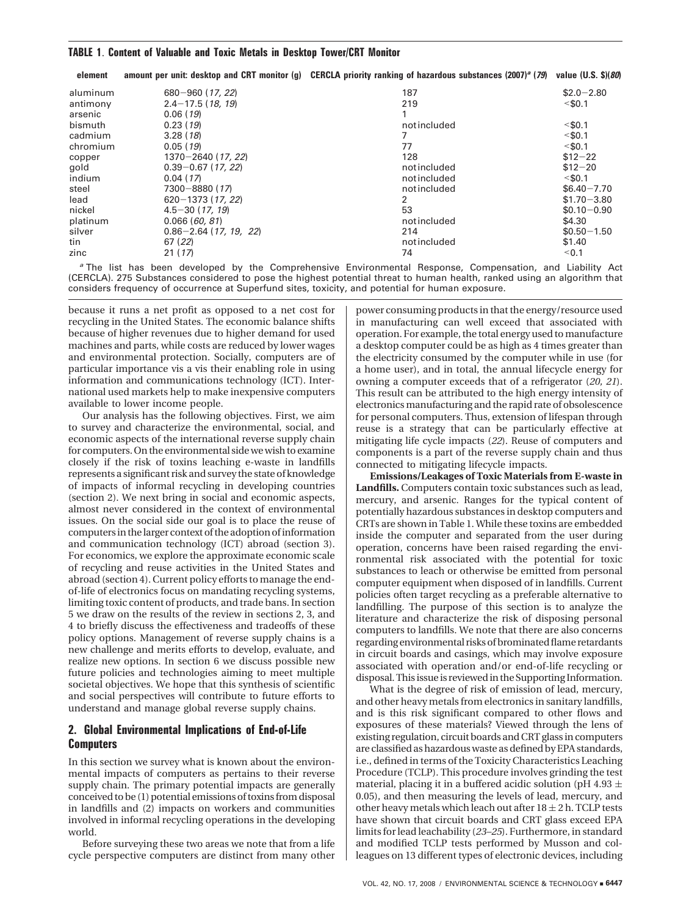**TABLE 1. Content of Valuable and Toxic Metals in Desktop Tower/CRT Monitor**

| element | amount per unit: desktop and CRT monitor (g) | CERCLA priority ranking of hazardous substances (2007)[a] (79) | value (U.S. $)(80) |
|---|---|---|---|
| aluminum | 680–960 (17, 22) | 187 | $2.0–2.80 |
| antimony | 2.4–17.5 (18, 19) | 219 | <$0.1 |
| arsenic | 0.06 (19) | 1 | |
| bismuth | 0.23 (19) | not included | <$0.1 |
| cadmium | 3.28 (18) | 7 | <$0.1 |
| chromium | 0.05 (19) | 77 | <$0.1 |
| copper | 1370–2640 (17, 22) | 128 | $12–22 |
| gold | 0.39–0.67 (17, 22) | not included | $12–20 |
| indium | 0.04 (17) | not included | <$0.1 |
| steel | 7300–8880 (17) | not included | $6.40–7.70 |
| lead | 620–1373 (17, 22) | 2 | $1.70–3.80 |
| nickel | 4.5–30 (17, 19) | 53 | $0.10–0.90 |
| platinum | 0.066 (60, 81) | not included | $4.30 |
| silver | 0.86–2.64 (17, 19, 22) | 214 | $0.50–1.50 |
| tin | 67 (22) | not included | $1.40 |
| zinc | 21 (17) | 74 | <0.1 |

[a] The list has been developed by the Comprehensive Environmental Response, Compensation, and Liability Act (CERCLA). 275 Substances considered to pose the highest potential threat to human health, ranked using an algorithm that considers frequency of occurrence at Superfund sites, toxicity, and potential for human exposure.

because it runs a net profit as opposed to a net cost for recycling in the United States. The economic balance shifts because of higher revenues due to higher demand for used machines and parts, while costs are reduced by lower wages and environmental protection. Socially, computers are of particular importance vis a vis their enabling role in using information and communications technology (ICT). International used markets help to make inexpensive computers available to lower income people.

Our analysis has the following objectives. First, we aim to survey and characterize the environmental, social, and economic aspects of the international reverse supply chain for computers. On the environmental side we wish to examine closely if the risk of toxins leaching e-waste in landfills represents a significant risk and survey the state of knowledge of impacts of informal recycling in developing countries (section 2). We next bring in social and economic aspects, almost never considered in the context of environmental issues. On the social side our goal is to place the reuse of computers in the larger context of the adoption of information and communication technology (ICT) abroad (section 3). For economics, we explore the approximate economic scale of recycling and reuse activities in the United States and abroad (section 4). Current policy efforts to manage the end-of-life of electronics focus on mandating recycling systems, limiting toxic content of products, and trade bans. In section 5 we draw on the results of the review in sections 2, 3, and 4 to briefly discuss the effectiveness and tradeoffs of these policy options. Management of reverse supply chains is a new challenge and merits efforts to develop, evaluate, and realize new options. In section 6 we discuss possible new future policies and technologies aiming to meet multiple societal objectives. We hope that this synthesis of scientific and social perspectives will contribute to future efforts to understand and manage global reverse supply chains.

## 2. Global Environmental Implications of End-of-Life Computers

In this section we survey what is known about the environmental impacts of computers as pertains to their reverse supply chain. The primary potential impacts are generally conceived to be (1) potential emissions of toxins from disposal in landfills and (2) impacts on workers and communities involved in informal recycling operations in the developing world.

Before surveying these two areas we note that from a life cycle perspective computers are distinct from many other power consuming products in that the energy/resource used in manufacturing can well exceed that associated with operation. For example, the total energy used to manufacture a desktop computer could be as high as 4 times greater than the electricity consumed by the computer while in use (for a home user), and in total, the annual lifecycle energy for owning a computer exceeds that of a refrigerator (*20, 21*). This result can be attributed to the high energy intensity of electronics manufacturing and the rapid rate of obsolescence for personal computers. Thus, extension of lifespan through reuse is a strategy that can be particularly effective at mitigating life cycle impacts (*22*). Reuse of computers and components is a part of the reverse supply chain and thus connected to mitigating lifecycle impacts.

**Emissions/Leakages of Toxic Materials from E-waste in Landfills.** Computers contain toxic substances such as lead, mercury, and arsenic. Ranges for the typical content of potentially hazardous substances in desktop computers and CRTs are shown in Table 1. While these toxins are embedded inside the computer and separated from the user during operation, concerns have been raised regarding the environmental risk associated with the potential for toxic substances to leach or otherwise be emitted from personal computer equipment when disposed of in landfills. Current policies often target recycling as a preferable alternative to landfilling. The purpose of this section is to analyze the literature and characterize the risk of disposing personal computers to landfills. We note that there are also concerns regarding environmental risks of brominated flame retardants in circuit boards and casings, which may involve exposure associated with operation and/or end-of-life recycling or disposal. This issue is reviewed in the Supporting Information.

What is the degree of risk of emission of lead, mercury, and other heavy metals from electronics in sanitary landfills, and is this risk significant compared to other flows and exposures of these materials? Viewed through the lens of existing regulation, circuit boards and CRT glass in computers are classified as hazardous waste as defined by EPA standards, i.e., defined in terms of the Toxicity Characteristics Leaching Procedure (TCLP). This procedure involves grinding the test material, placing it in a buffered acidic solution (pH 4.93 ± 0.05), and then measuring the levels of lead, mercury, and other heavy metals which leach out after 18 ± 2 h. TCLP tests have shown that circuit boards and CRT glass exceed EPA limits for lead leachability (*23–25*). Furthermore, in standard and modified TCLP tests performed by Musson and colleagues on 13 different types of electronic devices, including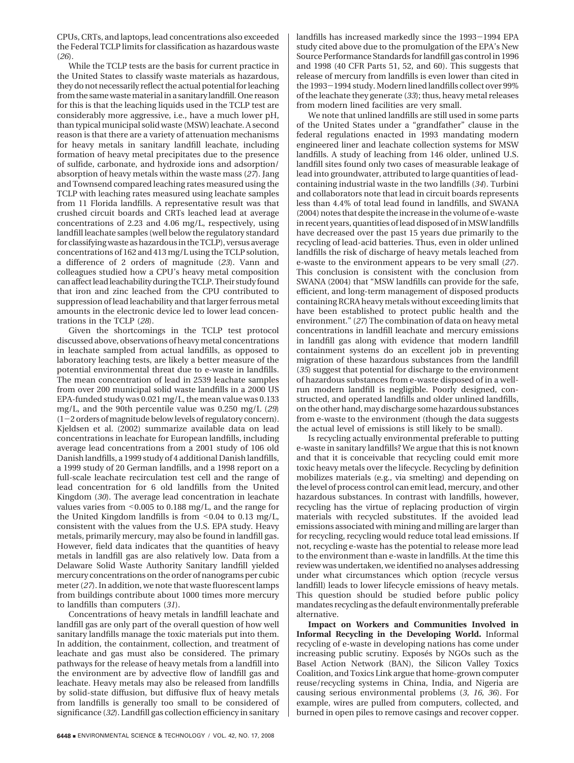CPUs, CRTs, and laptops, lead concentrations also exceeded the Federal TCLP limits for classification as hazardous waste (*26*).

While the TCLP tests are the basis for current practice in the United States to classify waste materials as hazardous, they do not necessarily reflect the actual potential for leaching from the same waste material in a sanitary landfill. One reason for this is that the leaching liquids used in the TCLP test are considerably more aggressive, i.e., have a much lower pH, than typical municipal solid waste (MSW) leachate. A second reason is that there are a variety of attenuation mechanisms for heavy metals in sanitary landfill leachate, including formation of heavy metal precipitates due to the presence of sulfide, carbonate, and hydroxide ions and adsorption/absorption of heavy metals within the waste mass (*27*). Jang and Townsend compared leaching rates measured using the TCLP with leaching rates measured using leachate samples from 11 Florida landfills. A representative result was that crushed circuit boards and CRTs leached lead at average concentrations of 2.23 and 4.06 mg/L, respectively, using landfill leachate samples (well below the regulatory standard for classifying waste as hazardous in the TCLP), versus average concentrations of 162 and 413 mg/L using the TCLP solution, a difference of 2 orders of magnitude (*23*). Vann and colleagues studied how a CPU's heavy metal composition can affect lead leachability during the TCLP. Their study found that iron and zinc leached from the CPU contributed to suppression of lead leachability and that larger ferrous metal amounts in the electronic device led to lower lead concentrations in the TCLP (*28*).

Given the shortcomings in the TCLP test protocol discussed above, observations of heavy metal concentrations in leachate sampled from actual landfills, as opposed to laboratory leaching tests, are likely a better measure of the potential environmental threat due to e-waste in landfills. The mean concentration of lead in 2539 leachate samples from over 200 municipal solid waste landfills in a 2000 US EPA-funded study was 0.021 mg/L, the mean value was 0.133 mg/L, and the 90th percentile value was 0.250 mg/L (*29*) (1−2 orders of magnitude below levels of regulatory concern). Kjeldsen et al. (2002) summarize available data on lead concentrations in leachate for European landfills, including average lead concentrations from a 2001 study of 106 old Danish landfills, a 1999 study of 4 additional Danish landfills, a 1999 study of 20 German landfills, and a 1998 report on a full-scale leachate recirculation test cell and the range of lead concentration for 6 old landfills from the United Kingdom (*30*). The average lead concentration in leachate values varies from <0.005 to 0.188 mg/L, and the range for the United Kingdom landfills is from <0.04 to 0.13 mg/L, consistent with the values from the U.S. EPA study. Heavy metals, primarily mercury, may also be found in landfill gas. However, field data indicates that the quantities of heavy metals in landfill gas are also relatively low. Data from a Delaware Solid Waste Authority Sanitary landfill yielded mercury concentrations on the order of nanograms per cubic meter (*27*). In addition, we note that waste fluorescent lamps from buildings contribute about 1000 times more mercury to landfills than computers (*31*).

Concentrations of heavy metals in landfill leachate and landfill gas are only part of the overall question of how well sanitary landfills manage the toxic materials put into them. In addition, the containment, collection, and treatment of leachate and gas must also be considered. The primary pathways for the release of heavy metals from a landfill into the environment are by advective flow of landfill gas and leachate. Heavy metals may also be released from landfills by solid-state diffusion, but diffusive flux of heavy metals from landfills is generally too small to be considered of significance (*32*). Landfill gas collection efficiency in sanitary landfills has increased markedly since the 1993−1994 EPA study cited above due to the promulgation of the EPA's New Source Performance Standards for landfill gas control in 1996 and 1998 (40 CFR Parts 51, 52, and 60). This suggests that release of mercury from landfills is even lower than cited in the 1993−1994 study. Modern lined landfills collect over 99% of the leachate they generate (*33*); thus, heavy metal releases from modern lined facilities are very small.

We note that unlined landfills are still used in some parts of the United States under a "grandfather" clause in the federal regulations enacted in 1993 mandating modern engineered liner and leachate collection systems for MSW landfills. A study of leaching from 146 older, unlined U.S. landfill sites found only two cases of measurable leakage of lead into groundwater, attributed to large quantities of lead-containing industrial waste in the two landfills (*34*). Turbini and collaborators note that lead in circuit boards represents less than 4.4% of total lead found in landfills, and SWANA (2004) notes that despite the increase in the volume of e-waste in recent years, quantities of lead disposed of in MSW landfills have decreased over the past 15 years due primarily to the recycling of lead-acid batteries. Thus, even in older unlined landfills the risk of discharge of heavy metals leached from e-waste to the environment appears to be very small (*27*). This conclusion is consistent with the conclusion from SWANA (2004) that "MSW landfills can provide for the safe, efficient, and long-term management of disposed products containing RCRA heavy metals without exceeding limits that have been established to protect public health and the environment." (*27*) The combination of data on heavy metal concentrations in landfill leachate and mercury emissions in landfill gas along with evidence that modern landfill containment systems do an excellent job in preventing migration of these hazardous substances from the landfill (*35*) suggest that potential for discharge to the environment of hazardous substances from e-waste disposed of in a well-run modern landfill is negligible. Poorly designed, constructed, and operated landfills and older unlined landfills, on the other hand, may discharge some hazardous substances from e-waste to the environment (though the data suggests the actual level of emissions is still likely to be small).

Is recycling actually environmental preferable to putting e-waste in sanitary landfills? We argue that this is not known and that it is conceivable that recycling could emit more toxic heavy metals over the lifecycle. Recycling by definition mobilizes materials (e.g., via smelting) and depending on the level of process control can emit lead, mercury, and other hazardous substances. In contrast with landfills, however, recycling has the virtue of replacing production of virgin materials with recycled substitutes. If the avoided lead emissions associated with mining and milling are larger than for recycling, recycling would reduce total lead emissions. If not, recycling e-waste has the potential to release more lead to the environment than e-waste in landfills. At the time this review was undertaken, we identified no analyses addressing under what circumstances which option (recycle versus landfill) leads to lower lifecycle emissions of heavy metals. This question should be studied before public policy mandates recycling as the default environmentally preferable alternative.

**Impact on Workers and Communities Involved in Informal Recycling in the Developing World.** Informal recycling of e-waste in developing nations has come under increasing public scrutiny. Exposés by NGOs such as the Basel Action Network (BAN), the Silicon Valley Toxics Coalition, and Toxics Link argue that home-grown computer reuse/recycling systems in China, India, and Nigeria are causing serious environmental problems (*3, 16, 36*). For example, wires are pulled from computers, collected, and burned in open piles to remove casings and recover copper.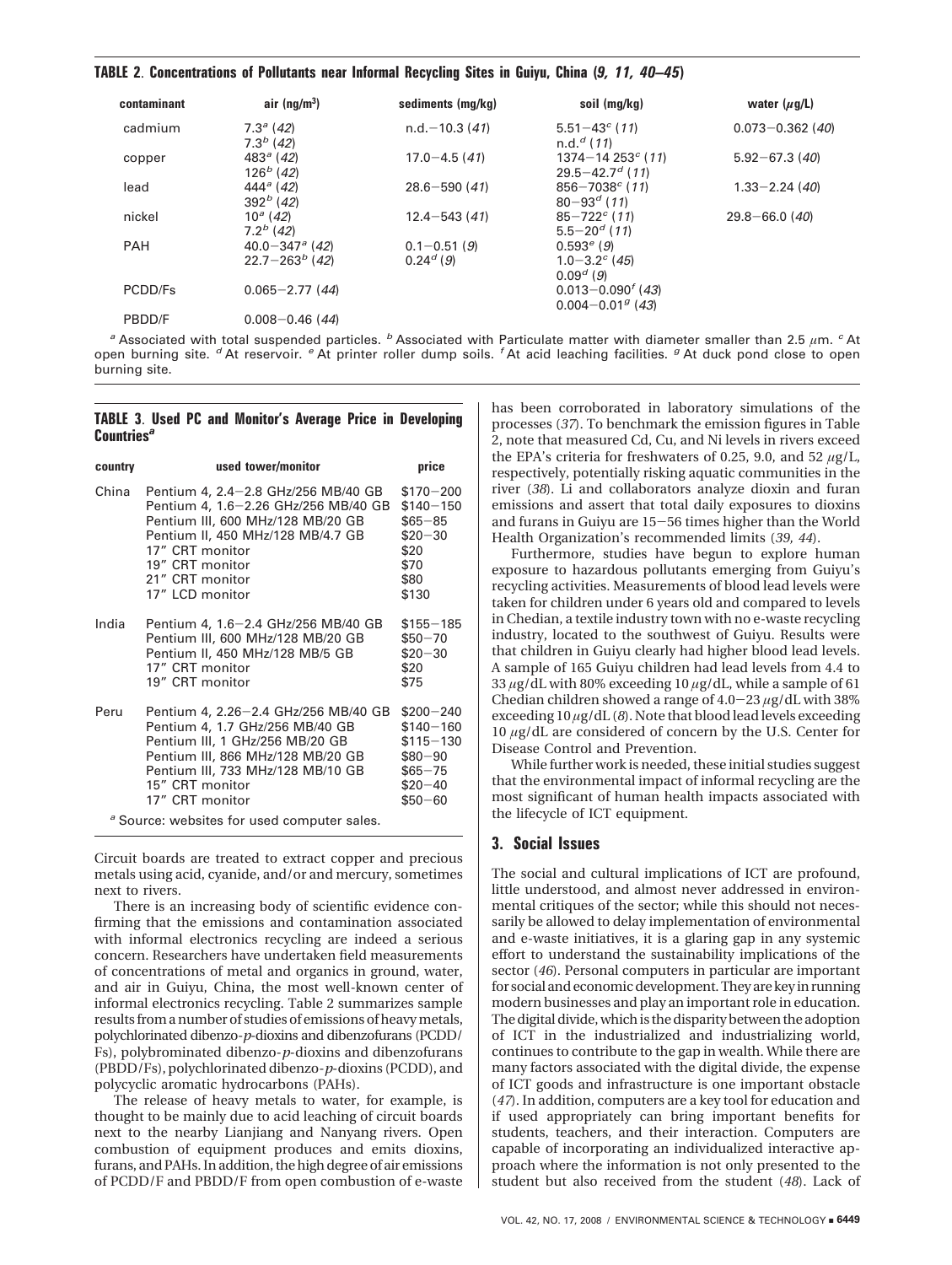**TABLE 2. Concentrations of Pollutants near Informal Recycling Sites in Guiyu, China (*9, 11, 40–45*)**

| contaminant | air (ng/m$^3$) | sediments (mg/kg) | soil (mg/kg) | water ($\mu$g/L) |
|---|---|---|---|---|
| cadmium | 7.3[a] (*42*)<br>7.3[b] (*42*) | n.d.−10.3 (*41*) | 5.51−43[c] (*11*)<br>n.d.[d] (*11*) | 0.073−0.362 (*40*) |
| copper | 483[a] (*42*)<br>126[b] (*42*) | 17.0−4.5 (*41*) | 1374−14 253[c] (*11*)<br>29.5−42.7[d] (*11*) | 5.92−67.3 (*40*) |
| lead | 444[a] (*42*)<br>392[b] (*42*) | 28.6−590 (*41*) | 856−7038[c] (*11*)<br>80−93[d] (*11*) | 1.33−2.24 (*40*) |
| nickel | 10[a] (*42*)<br>7.2[b] (*42*) | 12.4−543 (*41*) | 85−722[c] (*11*)<br>5.5−20[d] (*11*) | 29.8−66.0 (*40*) |
| PAH | 40.0−347[a] (*42*)<br>22.7−263[b] (*42*) | 0.1−0.51 (*9*)<br>0.24[d] (*9*) | 0.593[e] (*9*)<br>1.0−3.2[c] (*45*)<br>0.09[d] (*9*) | |
| PCDD/Fs | 0.065−2.77 (*44*) | | 0.013−0.090[f] (*43*)<br>0.004−0.01[g] (*43*) | |
| PBDD/F | 0.008−0.46 (*44*) | | | |

[a] Associated with total suspended particles. [b] Associated with Particulate matter with diameter smaller than 2.5 $\mu$m. [c] At open burning site. [d] At reservoir. [e] At printer roller dump soils. [f] At acid leaching facilities. [g] At duck pond close to open burning site.

**TABLE 3. Used PC and Monitor's Average Price in Developing Countries[a]**

| country | used tower/monitor | price |
|---|---|---|
| China | Pentium 4, 2.4−2.8 GHz/256 MB/40 GB | \$170−200 |
| | Pentium 4, 1.6−2.26 GHz/256 MB/40 GB | \$140−150 |
| | Pentium III, 600 MHz/128 MB/20 GB | \$65−85 |
| | Pentium II, 450 MHz/128 MB/4.7 GB | \$20−30 |
| | 17" CRT monitor | \$20 |
| | 19" CRT monitor | \$70 |
| | 21" CRT monitor | \$80 |
| | 17" LCD monitor | \$130 |
| India | Pentium 4, 1.6−2.4 GHz/256 MB/40 GB | \$155−185 |
| | Pentium III, 600 MHz/128 MB/20 GB | \$50−70 |
| | Pentium II, 450 MHz/128 MB/5 GB | \$20−30 |
| | 17" CRT monitor | \$20 |
| | 19" CRT monitor | \$75 |
| Peru | Pentium 4, 2.26−2.4 GHz/256 MB/40 GB | \$200−240 |
| | Pentium 4, 1.7 GHz/256 MB/40 GB | \$140−160 |
| | Pentium III, 1 GHz/256 MB/20 GB | \$115−130 |
| | Pentium III, 866 MHz/128 MB/20 GB | \$80−90 |
| | Pentium III, 733 MHz/128 MB/10 GB | \$65−75 |
| | 15" CRT monitor | \$20−40 |
| | 17" CRT monitor | \$50−60 |

[a] Source: websites for used computer sales.

Circuit boards are treated to extract copper and precious metals using acid, cyanide, and/or and mercury, sometimes next to rivers.

There is an increasing body of scientific evidence confirming that the emissions and contamination associated with informal electronics recycling are indeed a serious concern. Researchers have undertaken field measurements of concentrations of metal and organics in ground, water, and air in Guiyu, China, the most well-known center of informal electronics recycling. Table 2 summarizes sample results from a number of studies of emissions of heavy metals, polychlorinated dibenzo-*p*-dioxins and dibenzofurans (PCDD/Fs), polybrominated dibenzo-*p*-dioxins and dibenzofurans (PBDD/Fs), polychlorinated dibenzo-*p*-dioxins (PCDD), and polycyclic aromatic hydrocarbons (PAHs).

The release of heavy metals to water, for example, is thought to be mainly due to acid leaching of circuit boards next to the nearby Lianjiang and Nanyang rivers. Open combustion of equipment produces and emits dioxins, furans, and PAHs. In addition, the high degree of air emissions of PCDD/F and PBDD/F from open combustion of e-waste has been corroborated in laboratory simulations of the processes (*37*). To benchmark the emission figures in Table 2, note that measured Cd, Cu, and Ni levels in rivers exceed the EPA's criteria for freshwaters of 0.25, 9.0, and 52 $\mu$g/L, respectively, potentially risking aquatic communities in the river (*38*). Li and collaborators analyze dioxin and furan emissions and assert that total daily exposures to dioxins and furans in Guiyu are 15−56 times higher than the World Health Organization's recommended limits (*39, 44*).

Furthermore, studies have begun to explore human exposure to hazardous pollutants emerging from Guiyu's recycling activities. Measurements of blood lead levels were taken for children under 6 years old and compared to levels in Chedian, a textile industry town with no e-waste recycling industry, located to the southwest of Guiyu. Results were that children in Guiyu clearly had higher blood lead levels. A sample of 165 Guiyu children had lead levels from 4.4 to 33 $\mu$g/dL with 80% exceeding 10 $\mu$g/dL, while a sample of 61 Chedian children showed a range of 4.0−23 $\mu$g/dL with 38% exceeding 10 $\mu$g/dL (*8*). Note that blood lead levels exceeding 10 $\mu$g/dL are considered of concern by the U.S. Center for Disease Control and Prevention.

While further work is needed, these initial studies suggest that the environmental impact of informal recycling are the most significant of human health impacts associated with the lifecycle of ICT equipment.

## 3. Social Issues

The social and cultural implications of ICT are profound, little understood, and almost never addressed in environmental critiques of the sector; while this should not necessarily be allowed to delay implementation of environmental and e-waste initiatives, it is a glaring gap in any systemic effort to understand the sustainability implications of the sector (*46*). Personal computers in particular are important for social and economic development. They are key in running modern businesses and play an important role in education. The digital divide, which is the disparity between the adoption of ICT in the industrialized and industrializing world, continues to contribute to the gap in wealth. While there are many factors associated with the digital divide, the expense of ICT goods and infrastructure is one important obstacle (*47*). In addition, computers are a key tool for education and if used appropriately can bring important benefits for students, teachers, and their interaction. Computers are capable of incorporating an individualized interactive approach where the information is not only presented to the student but also received from the student (*48*). Lack of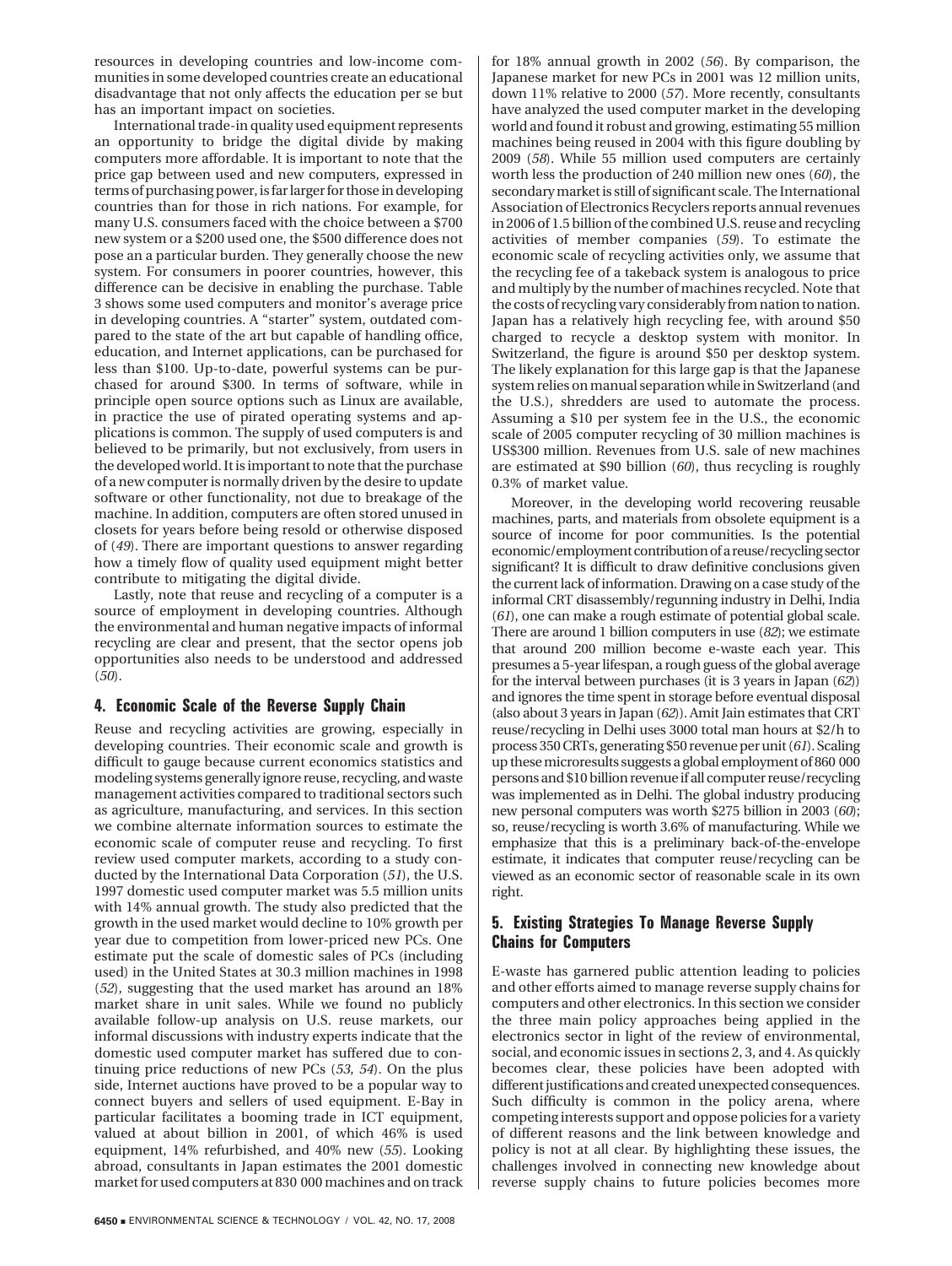resources in developing countries and low-income communities in some developed countries create an educational disadvantage that not only affects the education per se but has an important impact on societies.

International trade-in quality used equipment represents an opportunity to bridge the digital divide by making computers more affordable. It is important to note that the price gap between used and new computers, expressed in terms of purchasing power, is far larger for those in developing countries than for those in rich nations. For example, for many U.S. consumers faced with the choice between a $700 new system or a $200 used one, the $500 difference does not pose an a particular burden. They generally choose the new system. For consumers in poorer countries, however, this difference can be decisive in enabling the purchase. Table 3 shows some used computers and monitor's average price in developing countries. A "starter" system, outdated compared to the state of the art but capable of handling office, education, and Internet applications, can be purchased for less than $100. Up-to-date, powerful systems can be purchased for around $300. In terms of software, while in principle open source options such as Linux are available, in practice the use of pirated operating systems and applications is common. The supply of used computers is and believed to be primarily, but not exclusively, from users in the developed world. It is important to note that the purchase of a new computer is normally driven by the desire to update software or other functionality, not due to breakage of the machine. In addition, computers are often stored unused in closets for years before being resold or otherwise disposed of (*49*). There are important questions to answer regarding how a timely flow of quality used equipment might better contribute to mitigating the digital divide.

Lastly, note that reuse and recycling of a computer is a source of employment in developing countries. Although the environmental and human negative impacts of informal recycling are clear and present, that the sector opens job opportunities also needs to be understood and addressed (*50*).

## 4. Economic Scale of the Reverse Supply Chain

Reuse and recycling activities are growing, especially in developing countries. Their economic scale and growth is difficult to gauge because current economics statistics and modeling systems generally ignore reuse, recycling, and waste management activities compared to traditional sectors such as agriculture, manufacturing, and services. In this section we combine alternate information sources to estimate the economic scale of computer reuse and recycling. To first review used computer markets, according to a study conducted by the International Data Corporation (*51*), the U.S. 1997 domestic used computer market was 5.5 million units with 14% annual growth. The study also predicted that the growth in the used market would decline to 10% growth per year due to competition from lower-priced new PCs. One estimate put the scale of domestic sales of PCs (including used) in the United States at 30.3 million machines in 1998 (*52*), suggesting that the used market has around an 18% market share in unit sales. While we found no publicly available follow-up analysis on U.S. reuse markets, our informal discussions with industry experts indicate that the domestic used computer market has suffered due to continuing price reductions of new PCs (*53*, *54*). On the plus side, Internet auctions have proved to be a popular way to connect buyers and sellers of used equipment. E-Bay in particular facilitates a booming trade in ICT equipment, valued at about billion in 2001, of which 46% is used equipment, 14% refurbished, and 40% new (*55*). Looking abroad, consultants in Japan estimates the 2001 domestic market for used computers at 830 000 machines and on track for 18% annual growth in 2002 (*56*). By comparison, the Japanese market for new PCs in 2001 was 12 million units, down 11% relative to 2000 (*57*). More recently, consultants have analyzed the used computer market in the developing world and found it robust and growing, estimating 55 million machines being reused in 2004 with this figure doubling by 2009 (*58*). While 55 million used computers are certainly worth less the production of 240 million new ones (*60*), the secondary market is still of significant scale. The International Association of Electronics Recyclers reports annual revenues in 2006 of 1.5 billion of the combined U.S. reuse and recycling activities of member companies (*59*). To estimate the economic scale of recycling activities only, we assume that the recycling fee of a takeback system is analogous to price and multiply by the number of machines recycled. Note that the costs of recycling vary considerably from nation to nation. Japan has a relatively high recycling fee, with around $50 charged to recycle a desktop system with monitor. In Switzerland, the figure is around $50 per desktop system. The likely explanation for this large gap is that the Japanese system relies on manual separation while in Switzerland (and the U.S.), shredders are used to automate the process. Assuming a $10 per system fee in the U.S., the economic scale of 2005 computer recycling of 30 million machines is US$300 million. Revenues from U.S. sale of new machines are estimated at $90 billion (*60*), thus recycling is roughly 0.3% of market value.

Moreover, in the developing world recovering reusable machines, parts, and materials from obsolete equipment is a source of income for poor communities. Is the potential economic/employment contribution of a reuse/recycling sector significant? It is difficult to draw definitive conclusions given the current lack of information. Drawing on a case study of the informal CRT disassembly/regunning industry in Delhi, India (*61*), one can make a rough estimate of potential global scale. There are around 1 billion computers in use (*82*); we estimate that around 200 million become e-waste each year. This presumes a 5-year lifespan, a rough guess of the global average for the interval between purchases (it is 3 years in Japan (*62*)) and ignores the time spent in storage before eventual disposal (also about 3 years in Japan (*62*)). Amit Jain estimates that CRT reuse/recycling in Delhi uses 3000 total man hours at $2/h to process 350 CRTs, generating $50 revenue per unit (*61*). Scaling up these microresults suggests a global employment of 860 000 persons and $10 billion revenue if all computer reuse/recycling was implemented as in Delhi. The global industry producing new personal computers was worth $275 billion in 2003 (*60*); so, reuse/recycling is worth 3.6% of manufacturing. While we emphasize that this is a preliminary back-of-the-envelope estimate, it indicates that computer reuse/recycling can be viewed as an economic sector of reasonable scale in its own right.

## 5. Existing Strategies To Manage Reverse Supply Chains for Computers

E-waste has garnered public attention leading to policies and other efforts aimed to manage reverse supply chains for computers and other electronics. In this section we consider the three main policy approaches being applied in the electronics sector in light of the review of environmental, social, and economic issues in sections 2, 3, and 4. As quickly becomes clear, these policies have been adopted with different justifications and created unexpected consequences. Such difficulty is common in the policy arena, where competing interests support and oppose policies for a variety of different reasons and the link between knowledge and policy is not at all clear. By highlighting these issues, the challenges involved in connecting new knowledge about reverse supply chains to future policies becomes more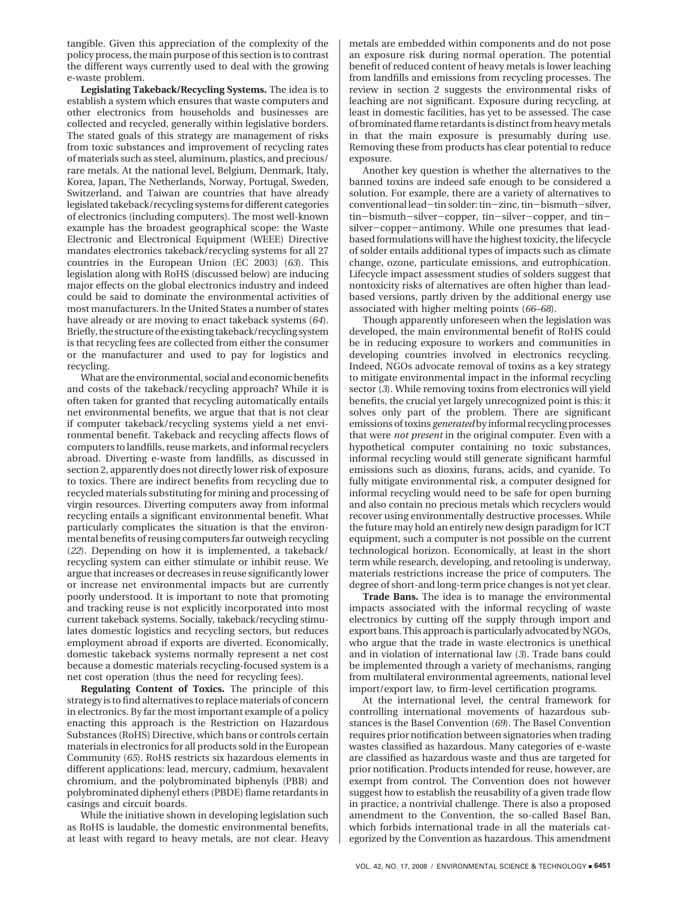tangible. Given this appreciation of the complexity of the policy process, the main purpose of this section is to contrast the different ways currently used to deal with the growing e-waste problem.

**Legislating Takeback/Recycling Systems.** The idea is to establish a system which ensures that waste computers and other electronics from households and businesses are collected and recycled, generally within legislative borders. The stated goals of this strategy are management of risks from toxic substances and improvement of recycling rates of materials such as steel, aluminum, plastics, and precious/rare metals. At the national level, Belgium, Denmark, Italy, Korea, Japan, The Netherlands, Norway, Portugal, Sweden, Switzerland, and Taiwan are countries that have already legislated takeback/recycling systems for different categories of electronics (including computers). The most well-known example has the broadest geographical scope: the Waste Electronic and Electronical Equipment (WEEE) Directive mandates electronics takeback/recycling systems for all 27 countries in the European Union (EC 2003) (*63*). This legislation along with RoHS (discussed below) are inducing major effects on the global electronics industry and indeed could be said to dominate the environmental activities of most manufacturers. In the United States a number of states have already or are moving to enact takeback systems (*64*). Briefly, the structure of the existing takeback/recycling system is that recycling fees are collected from either the consumer or the manufacturer and used to pay for logistics and recycling.

What are the environmental, social and economic benefits and costs of the takeback/recycling approach? While it is often taken for granted that recycling automatically entails net environmental benefits, we argue that that is not clear if computer takeback/recycling systems yield a net environmental benefit. Takeback and recycling affects flows of computers to landfills, reuse markets, and informal recyclers abroad. Diverting e-waste from landfills, as discussed in section 2, apparently does not directly lower risk of exposure to toxics. There are indirect benefits from recycling due to recycled materials substituting for mining and processing of virgin resources. Diverting computers away from informal recycling entails a significant environmental benefit. What particularly complicates the situation is that the environmental benefits of reusing computers far outweigh recycling (*22*). Depending on how it is implemented, a takeback/recycling system can either stimulate or inhibit reuse. We argue that increases or decreases in reuse significantly lower or increase net environmental impacts but are currently poorly understood. It is important to note that promoting and tracking reuse is not explicitly incorporated into most current takeback systems. Socially, takeback/recycling stimulates domestic logistics and recycling sectors, but reduces employment abroad if exports are diverted. Economically, domestic takeback systems normally represent a net cost because a domestic materials recycling-focused system is a net cost operation (thus the need for recycling fees).

**Regulating Content of Toxics.** The principle of this strategy is to find alternatives to replace materials of concern in electronics. By far the most important example of a policy enacting this approach is the Restriction on Hazardous Substances (RoHS) Directive, which bans or controls certain materials in electronics for all products sold in the European Community (*65*). RoHS restricts six hazardous elements in different applications: lead, mercury, cadmium, hexavalent chromium, and the polybrominated biphenyls (PBB) and polybrominated diphenyl ethers (PBDE) flame retardants in casings and circuit boards.

While the initiative shown in developing legislation such as RoHS is laudable, the domestic environmental benefits, at least with regard to heavy metals, are not clear. Heavy metals are embedded within components and do not pose an exposure risk during normal operation. The potential benefit of reduced content of heavy metals is lower leaching from landfills and emissions from recycling processes. The review in section 2 suggests the environmental risks of leaching are not significant. Exposure during recycling, at least in domestic facilities, has yet to be assessed. The case of brominated flame retardants is distinct from heavy metals in that the main exposure is presumably during use. Removing these from products has clear potential to reduce exposure.

Another key question is whether the alternatives to the banned toxins are indeed safe enough to be considered a solution. For example, there are a variety of alternatives to conventional lead−tin solder: tin−zinc, tin−bismuth−silver, tin−bismuth−silver−copper, tin−silver−copper, and tin−silver−copper−antimony. While one presumes that lead-based formulations will have the highest toxicity, the lifecycle of solder entails additional types of impacts such as climate change, ozone, particulate emissions, and eutrophication. Lifecycle impact assessment studies of solders suggest that nontoxicity risks of alternatives are often higher than lead-based versions, partly driven by the additional energy use associated with higher melting points (*66–68*).

Though apparently unforeseen when the legislation was developed, the main environmental benefit of RoHS could be in reducing exposure to workers and communities in developing countries involved in electronics recycling. Indeed, NGOs advocate removal of toxins as a key strategy to mitigate environmental impact in the informal recycling sector (*3*). While removing toxins from electronics will yield benefits, the crucial yet largely unrecognized point is this: it solves only part of the problem. There are significant emissions of toxins *generated* by informal recycling processes that were *not present* in the original computer. Even with a hypothetical computer containing no toxic substances, informal recycling would still generate significant harmful emissions such as dioxins, furans, acids, and cyanide. To fully mitigate environmental risk, a computer designed for informal recycling would need to be safe for open burning and also contain no precious metals which recyclers would recover using environmentally destructive processes. While the future may hold an entirely new design paradigm for ICT equipment, such a computer is not possible on the current technological horizon. Economically, at least in the short term while research, developing, and retooling is underway, materials restrictions increase the price of computers. The degree of short-and long-term price changes is not yet clear.

**Trade Bans.** The idea is to manage the environmental impacts associated with the informal recycling of waste electronics by cutting off the supply through import and export bans. This approach is particularly advocated by NGOs, who argue that the trade in waste electronics is unethical and in violation of international law (*3*). Trade bans could be implemented through a variety of mechanisms, ranging from multilateral environmental agreements, national level import/export law, to firm-level certification programs.

At the international level, the central framework for controlling international movements of hazardous substances is the Basel Convention (*69*). The Basel Convention requires prior notification between signatories when trading wastes classified as hazardous. Many categories of e-waste are classified as hazardous waste and thus are targeted for prior notification. Products intended for reuse, however, are exempt from control. The Convention does not however suggest how to establish the reusability of a given trade flow in practice, a nontrivial challenge. There is also a proposed amendment to the Convention, the so-called Basel Ban, which forbids international trade in all the materials categorized by the Convention as hazardous. This amendment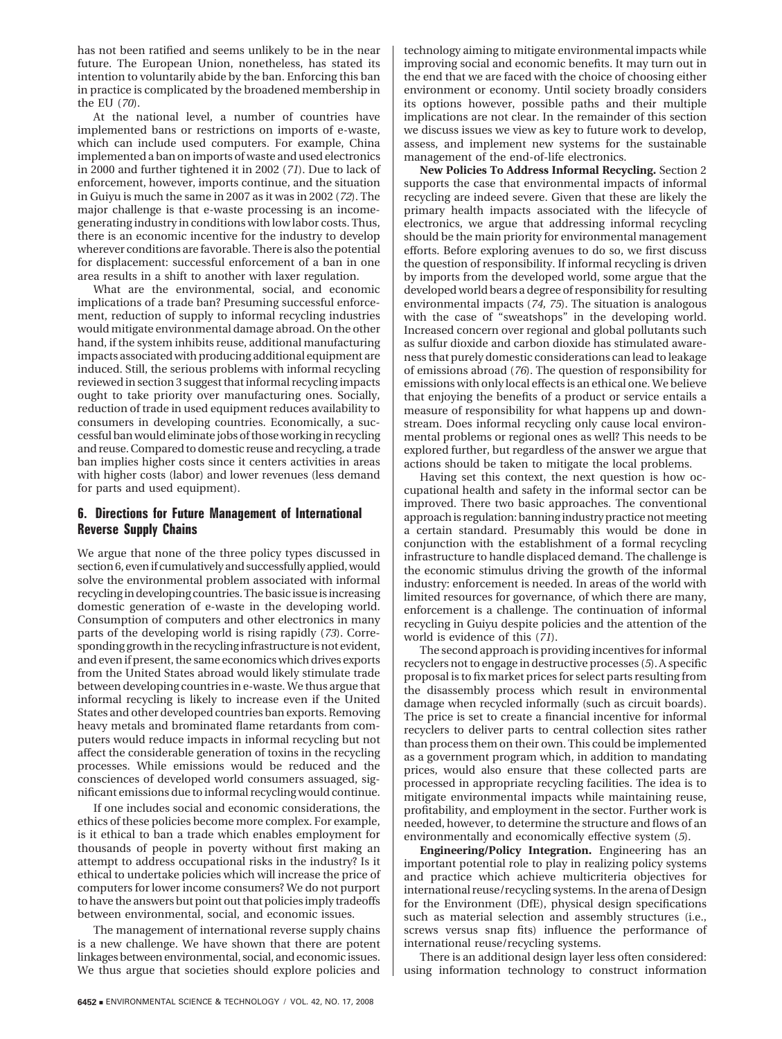has not been ratified and seems unlikely to be in the near future. The European Union, nonetheless, has stated its intention to voluntarily abide by the ban. Enforcing this ban in practice is complicated by the broadened membership in the EU (70).

At the national level, a number of countries have implemented bans or restrictions on imports of e-waste, which can include used computers. For example, China implemented a ban on imports of waste and used electronics in 2000 and further tightened it in 2002 (71). Due to lack of enforcement, however, imports continue, and the situation in Guiyu is much the same in 2007 as it was in 2002 (72). The major challenge is that e-waste processing is an income-generating industry in conditions with low labor costs. Thus, there is an economic incentive for the industry to develop wherever conditions are favorable. There is also the potential for displacement: successful enforcement of a ban in one area results in a shift to another with laxer regulation.

What are the environmental, social, and economic implications of a trade ban? Presuming successful enforcement, reduction of supply to informal recycling industries would mitigate environmental damage abroad. On the other hand, if the system inhibits reuse, additional manufacturing impacts associated with producing additional equipment are induced. Still, the serious problems with informal recycling reviewed in section 3 suggest that informal recycling impacts ought to take priority over manufacturing ones. Socially, reduction of trade in used equipment reduces availability to consumers in developing countries. Economically, a successful ban would eliminate jobs of those working in recycling and reuse. Compared to domestic reuse and recycling, a trade ban implies higher costs since it centers activities in areas with higher costs (labor) and lower revenues (less demand for parts and used equipment).

## 6. Directions for Future Management of International Reverse Supply Chains

We argue that none of the three policy types discussed in section 6, even if cumulatively and successfully applied, would solve the environmental problem associated with informal recycling in developing countries. The basic issue is increasing domestic generation of e-waste in the developing world. Consumption of computers and other electronics in many parts of the developing world is rising rapidly (73). Corresponding growth in the recycling infrastructure is not evident, and even if present, the same economics which drives exports from the United States abroad would likely stimulate trade between developing countries in e-waste. We thus argue that informal recycling is likely to increase even if the United States and other developed countries ban exports. Removing heavy metals and brominated flame retardants from computers would reduce impacts in informal recycling but not affect the considerable generation of toxins in the recycling processes. While emissions would be reduced and the consciences of developed world consumers assuaged, significant emissions due to informal recycling would continue.

If one includes social and economic considerations, the ethics of these policies become more complex. For example, is it ethical to ban a trade which enables employment for thousands of people in poverty without first making an attempt to address occupational risks in the industry? Is it ethical to undertake policies which will increase the price of computers for lower income consumers? We do not purport to have the answers but point out that policies imply tradeoffs between environmental, social, and economic issues.

The management of international reverse supply chains is a new challenge. We have shown that there are potent linkages between environmental, social, and economic issues. We thus argue that societies should explore policies and technology aiming to mitigate environmental impacts while improving social and economic benefits. It may turn out in the end that we are faced with the choice of choosing either environment or economy. Until society broadly considers its options however, possible paths and their multiple implications are not clear. In the remainder of this section we discuss issues we view as key to future work to develop, assess, and implement new systems for the sustainable management of the end-of-life electronics.

**New Policies To Address Informal Recycling.** Section 2 supports the case that environmental impacts of informal recycling are indeed severe. Given that these are likely the primary health impacts associated with the lifecycle of electronics, we argue that addressing informal recycling should be the main priority for environmental management efforts. Before exploring avenues to do so, we first discuss the question of responsibility. If informal recycling is driven by imports from the developed world, some argue that the developed world bears a degree of responsibility for resulting environmental impacts (74, 75). The situation is analogous with the case of "sweatshops" in the developing world. Increased concern over regional and global pollutants such as sulfur dioxide and carbon dioxide has stimulated awareness that purely domestic considerations can lead to leakage of emissions abroad (76). The question of responsibility for emissions with only local effects is an ethical one. We believe that enjoying the benefits of a product or service entails a measure of responsibility for what happens up and downstream. Does informal recycling only cause local environmental problems or regional ones as well? This needs to be explored further, but regardless of the answer we argue that actions should be taken to mitigate the local problems.

Having set this context, the next question is how occupational health and safety in the informal sector can be improved. There two basic approaches. The conventional approach is regulation: banning industry practice not meeting a certain standard. Presumably this would be done in conjunction with the establishment of a formal recycling infrastructure to handle displaced demand. The challenge is the economic stimulus driving the growth of the informal industry: enforcement is needed. In areas of the world with limited resources for governance, of which there are many, enforcement is a challenge. The continuation of informal recycling in Guiyu despite policies and the attention of the world is evidence of this (71).

The second approach is providing incentives for informal recyclers not to engage in destructive processes (5). A specific proposal is to fix market prices for select parts resulting from the disassembly process which result in environmental damage when recycled informally (such as circuit boards). The price is set to create a financial incentive for informal recyclers to deliver parts to central collection sites rather than process them on their own. This could be implemented as a government program which, in addition to mandating prices, would also ensure that these collected parts are processed in appropriate recycling facilities. The idea is to mitigate environmental impacts while maintaining reuse, profitability, and employment in the sector. Further work is needed, however, to determine the structure and flows of an environmentally and economically effective system (5).

**Engineering/Policy Integration.** Engineering has an important potential role to play in realizing policy systems and practice which achieve multicriteria objectives for international reuse/recycling systems. In the arena of Design for the Environment (DfE), physical design specifications such as material selection and assembly structures (i.e., screws versus snap fits) influence the performance of international reuse/recycling systems.

There is an additional design layer less often considered: using information technology to construct information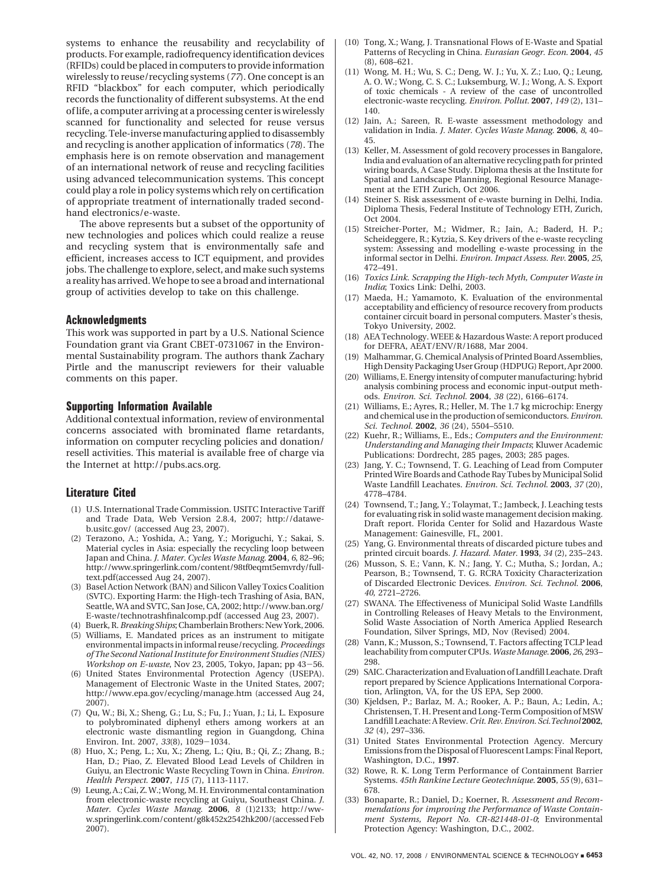systems to enhance the reusability and recyclability of products. For example, radiofrequency identification devices (RFIDs) could be placed in computers to provide information wirelessly to reuse/recycling systems (*77*). One concept is an RFID "blackbox" for each computer, which periodically records the functionality of different subsystems. At the end of life, a computer arriving at a processing center is wirelessly scanned for functionality and selected for reuse versus recycling. Tele-inverse manufacturing applied to disassembly and recycling is another application of informatics (*78*). The emphasis here is on remote observation and management of an international network of reuse and recycling facilities using advanced telecommunication systems. This concept could play a role in policy systems which rely on certification of appropriate treatment of internationally traded second-hand electronics/e-waste.

The above represents but a subset of the opportunity of new technologies and polices which could realize a reuse and recycling system that is environmentally safe and efficient, increases access to ICT equipment, and provides jobs. The challenge to explore, select, and make such systems a reality has arrived. We hope to see a broad and international group of activities develop to take on this challenge.

## Acknowledgments

This work was supported in part by a U.S. National Science Foundation grant via Grant CBET-0731067 in the Environmental Sustainability program. The authors thank Zachary Pirtle and the manuscript reviewers for their valuable comments on this paper.

## Supporting Information Available

Additional contextual information, review of environmental concerns associated with brominated flame retardants, information on computer recycling policies and donation/resell activities. This material is available free of charge via the Internet at http://pubs.acs.org.

## Literature Cited

(1) U.S. International Trade Commission. USITC Interactive Tariff and Trade Data, Web Version 2.8.4, 2007; http://dataweb.usitc.gov/ (accessed Aug 23, 2007).

(2) Terazono, A.; Yoshida, A.; Yang, Y.; Moriguchi, Y.; Sakai, S. Material cycles in Asia: especially the recycling loop between Japan and China. *J. Mater. Cycles Waste Manag.* **2004**, *6*, 82–96; http://www.springerlink.com/content/98tf0eqmt5emvrdy/fulltext.pdf(accessed Aug 24, 2007).

(3) Basel Action Network (BAN) and Silicon Valley Toxics Coalition (SVTC). Exporting Harm: the High-tech Trashing of Asia, BAN, Seattle, WA and SVTC, San Jose, CA, 2002; http://www.ban.org/E-waste/technotrashfinalcomp.pdf (accessed Aug 23, 2007).

(4) Buerk, R. *Breaking Ships*; Chamberlain Brothers: New York, 2006.

(5) Williams, E. Mandated prices as an instrument to mitigate environmental impacts in informal reuse/recycling. *Proceedings of The Second National Institute for Environment Studies (NIES) Workshop on E-waste*, Nov 23, 2005, Tokyo, Japan; pp 43–56.

(6) United States Environmental Protection Agency (USEPA). Management of Electronic Waste in the United States, 2007; http://www.epa.gov/ecycling/manage.htm (accessed Aug 24, 2007).

(7) Qu, W.; Bi, X.; Sheng, G.; Lu, S.; Fu, J.; Yuan, J.; Li, L. Exposure to polybrominated diphenyl ethers among workers at an electronic waste dismantling region in Guangdong, China Environ. Int. 2007, *33*(8), 1029–1034.

(8) Huo, X.; Peng, L.; Xu, X.; Zheng, L.; Qiu, B.; Qi, Z.; Zhang, B.; Han, D.; Piao, Z. Elevated Blood Lead Levels of Children in Guiyu, an Electronic Waste Recycling Town in China. *Environ. Health Perspect.* **2007**, *115* (7), 1113-1117.

(9) Leung, A.; Cai, Z. W.; Wong, M. H. Environmental contamination from electronic-waste recycling at Guiyu, Southeast China. *J. Mater. Cycles Waste Manag.* **2006**, *8* (1)2133; http://www.springerlink.com/content/g8k452x2542hk200/(accessed Feb 2007).

(10) Tong, X.; Wang, J. Transnational Flows of E-Waste and Spatial Patterns of Recycling in China. *Eurasian Geogr. Econ.* **2004**, *45* (8), 608–621.

(11) Wong, M. H.; Wu, S. C.; Deng, W. J.; Yu, X. Z.; Luo, Q.; Leung, A. O. W.; Wong, C. S. C.; Luksemburg, W. J.; Wong, A. S. Export of toxic chemicals - A review of the case of uncontrolled electronic-waste recycling. *Environ. Pollut.* **2007**, *149* (2), 131–140.

(12) Jain, A.; Sareen, R. E-waste assessment methodology and validation in India. *J. Mater. Cycles Waste Manag.* **2006**, *8*, 40–45.

(13) Keller, M. Assessment of gold recovery processes in Bangalore, India and evaluation of an alternative recycling path for printed wiring boards, A Case Study. Diploma thesis at the Institute for Spatial and Landscape Planning, Regional Resource Management at the ETH Zurich, Oct 2006.

(14) Steiner S. Risk assessment of e-waste burning in Delhi, India. Diploma Thesis, Federal Institute of Technology ETH, Zurich, Oct 2004.

(15) Streicher-Porter, M.; Widmer, R.; Jain, A.; Baderd, H. P.; Scheideggere, R.; Kytzia, S. Key drivers of the e-waste recycling system: Assessing and modelling e-waste processing in the informal sector in Delhi. *Environ. Impact Assess. Rev.* **2005**, *25*, 472–491.

(16) *Toxics Link. Scrapping the High-tech Myth, Computer Waste in India*; Toxics Link: Delhi, 2003.

(17) Maeda, H.; Yamamoto, K. Evaluation of the environmental acceptability and efficiency of resource recovery from products container circuit board in personal computers. Master's thesis, Tokyo University, 2002.

(18) AEA Technology. WEEE & Hazardous Waste: A report produced for DEFRA, AEAT/ENV/R/1688, Mar 2004.

(19) Malhammar, G. Chemical Analysis of Printed Board Assemblies, High Density Packaging User Group (HDPUG) Report, Apr 2000.

(20) Williams, E. Energy intensity of computer manufacturing: hybrid analysis combining process and economic input-output methods. *Environ. Sci. Technol.* **2004**, *38* (22), 6166–6174.

(21) Williams, E.; Ayres, R.; Heller, M. The 1.7 kg microchip: Energy and chemical use in the production of semiconductors. *Environ. Sci. Technol.* **2002**, *36* (24), 5504–5510.

(22) Kuehr, R.; Williams, E., Eds.; *Computers and the Environment: Understanding and Managing their Impacts*; Kluwer Academic Publications: Dordrecht, 285 pages, 2003; 285 pages.

(23) Jang, Y. C.; Townsend, T. G. Leaching of Lead from Computer Printed Wire Boards and Cathode Ray Tubes by Municipal Solid Waste Landfill Leachates. *Environ. Sci. Technol.* **2003**, *37* (20), 4778–4784.

(24) Townsend, T.; Jang, Y.; Tolaymat, T.; Jambeck, J. Leaching tests for evaluating risk in solid waste management decision making. Draft report. Florida Center for Solid and Hazardous Waste Management: Gainesville, FL, 2001.

(25) Yang, G. Environmental threats of discarded picture tubes and printed circuit boards. *J. Hazard. Mater.* **1993**, *34* (2), 235–243.

(26) Musson, S. E.; Vann, K. N.; Jang, Y. C.; Mutha, S.; Jordan, A.; Pearson, B.; Townsend, T. G. RCRA Toxicity Characterization of Discarded Electronic Devices. *Environ. Sci. Technol.* **2006**, *40*, 2721–2726.

(27) SWANA. The Effectiveness of Municipal Solid Waste Landfills in Controlling Releases of Heavy Metals to the Environment, Solid Waste Association of North America Applied Research Foundation, Silver Springs, MD, Nov (Revised) 2004.

(28) Vann, K.; Musson, S.; Townsend, T. Factors affecting TCLP lead leachability from computer CPUs. *Waste Manage.* **2006**, *26*, 293–298.

(29) SAIC. Characterization and Evaluation of Landfill Leachate. Draft report prepared by Science Applications International Corporation, Arlington, VA, for the US EPA, Sep 2000.

(30) Kjeldsen, P.; Barlaz, M. A.; Rooker, A. P.; Baun, A.; Ledin, A.; Christensen, T. H. Present and Long-Term Composition of MSW Landfill Leachate: A Review. *Crit. Rev. Environ. Sci.Technol* **2002**, *32* (4), 297–336.

(31) United States Environmental Protection Agency. Mercury Emissions from the Disposal of Fluorescent Lamps: Final Report, Washington, D.C., **1997**.

(32) Rowe, R. K. Long Term Performance of Containment Barrier Systems. *45th Rankine Lecture Geotechnique.* **2005**, *55* (9), 631–678.

(33) Bonaparte, R.; Daniel, D.; Koerner, R. *Assessment and Recommendations for improving the Performance of Waste Containment Systems, Report No. CR-821448-01-0*; Environmental Protection Agency: Washington, D.C., 2002.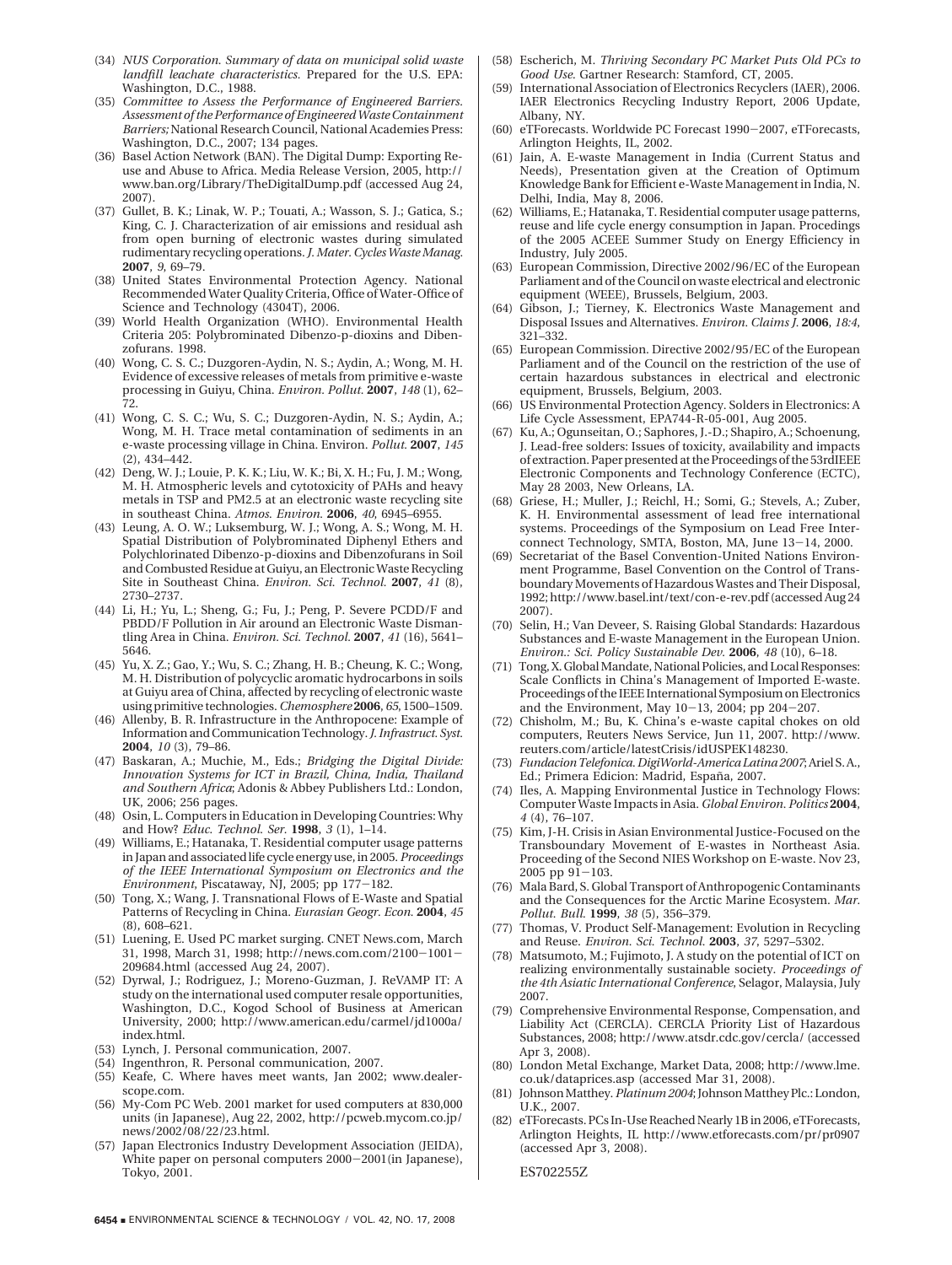(34) *NUS Corporation. Summary of data on municipal solid waste landfill leachate characteristics.* Prepared for the U.S. EPA: Washington, D.C., 1988.

(35) *Committee to Assess the Performance of Engineered Barriers. Assessment of the Performance of Engineered Waste Containment Barriers;* National Research Council, National Academies Press: Washington, D.C., 2007; 134 pages.

(36) Basel Action Network (BAN). The Digital Dump: Exporting Reuse and Abuse to Africa. Media Release Version, 2005, http://www.ban.org/Library/TheDigitalDump.pdf (accessed Aug 24, 2007).

(37) Gullet, B. K.; Linak, W. P.; Touati, A.; Wasson, S. J.; Gatica, S.; King, C. J. Characterization of air emissions and residual ash from open burning of electronic wastes during simulated rudimentary recycling operations. *J. Mater. Cycles Waste Manag.* **2007**, *9*, 69–79.

(38) United States Environmental Protection Agency. National Recommended Water Quality Criteria, Office of Water-Office of Science and Technology (4304T), 2006.

(39) World Health Organization (WHO). Environmental Health Criteria 205: Polybrominated Dibenzo-p-dioxins and Dibenzofurans. 1998.

(40) Wong, C. S. C.; Duzgoren-Aydin, N. S.; Aydin, A.; Wong, M. H. Evidence of excessive releases of metals from primitive e-waste processing in Guiyu, China. *Environ. Pollut.* **2007**, *148* (1), 62–72.

(41) Wong, C. S. C.; Wu, S. C.; Duzgoren-Aydin, N. S.; Aydin, A.; Wong, M. H. Trace metal contamination of sediments in an e-waste processing village in China. Environ. *Pollut.* **2007**, *145* (2), 434–442.

(42) Deng, W. J.; Louie, P. K. K.; Liu, W. K.; Bi, X. H.; Fu, J. M.; Wong, M. H. Atmospheric levels and cytotoxicity of PAHs and heavy metals in TSP and PM2.5 at an electronic waste recycling site in southeast China. *Atmos. Environ.* **2006**, *40*, 6945–6955.

(43) Leung, A. O. W.; Luksemburg, W. J.; Wong, A. S.; Wong, M. H. Spatial Distribution of Polybrominated Diphenyl Ethers and Polychlorinated Dibenzo-p-dioxins and Dibenzofurans in Soil and Combusted Residue at Guiyu, an Electronic Waste Recycling Site in Southeast China. *Environ. Sci. Technol.* **2007**, *41* (8), 2730–2737.

(44) Li, H.; Yu, L.; Sheng, G.; Fu, J.; Peng, P. Severe PCDD/F and PBDD/F Pollution in Air around an Electronic Waste Dismantling Area in China. *Environ. Sci. Technol.* **2007**, *41* (16), 5641–5646.

(45) Yu, X. Z.; Gao, Y.; Wu, S. C.; Zhang, H. B.; Cheung, K. C.; Wong, M. H. Distribution of polycyclic aromatic hydrocarbons in soils at Guiyu area of China, affected by recycling of electronic waste using primitive technologies. *Chemosphere* **2006**, *65*, 1500–1509.

(46) Allenby, B. R. Infrastructure in the Anthropocene: Example of Information and Communication Technology. *J. Infrastruct. Syst.* **2004**, *10* (3), 79–86.

(47) Baskaran, A.; Muchie, M., Eds.; *Bridging the Digital Divide: Innovation Systems for ICT in Brazil, China, India, Thailand and Southern Africa*; Adonis & Abbey Publishers Ltd.: London, UK, 2006; 256 pages.

(48) Osin, L. Computers in Education in Developing Countries: Why and How? *Educ. Technol. Ser.* **1998**, *3* (1), 1–14.

(49) Williams, E.; Hatanaka, T. Residential computer usage patterns in Japan and associated life cycle energy use, in 2005. *Proceedings of the IEEE International Symposium on Electronics and the Environment*, Piscataway, NJ, 2005; pp 177–182.

(50) Tong, X.; Wang, J. Transnational Flows of E-Waste and Spatial Patterns of Recycling in China. *Eurasian Geogr. Econ.* **2004**, *45* (8), 608–621.

(51) Luening, E. Used PC market surging. CNET News.com, March 31, 1998, March 31, 1998; http://news.com.com/2100–1001–209684.html (accessed Aug 24, 2007).

(52) Dyrwal, J.; Rodriguez, J.; Moreno-Guzman, J. ReVAMP IT: A study on the international used computer resale opportunities, Washington, D.C., Kogod School of Business at American University, 2000; http://www.american.edu/carmel/jd1000a/index.html.

(53) Lynch, J. Personal communication, 2007.

(54) Ingenthron, R. Personal communication, 2007.

(55) Keafe, C. Where haves meet wants, Jan 2002; www.dealerscope.com.

(56) My-Com PC Web. 2001 market for used computers at 830,000 units (in Japanese), Aug 22, 2002, http://pcweb.mycom.co.jp/news/2002/08/22/23.html.

(57) Japan Electronics Industry Development Association (JEIDA), White paper on personal computers 2000–2001(in Japanese), Tokyo, 2001.

(58) Escherich, M. *Thriving Secondary PC Market Puts Old PCs to Good Use.* Gartner Research: Stamford, CT, 2005.

(59) International Association of Electronics Recyclers (IAER), 2006. IAER Electronics Recycling Industry Report, 2006 Update, Albany, NY.

(60) eTForecasts. Worldwide PC Forecast 1990–2007, eTForecasts, Arlington Heights, IL, 2002.

(61) Jain, A. E-waste Management in India (Current Status and Needs), Presentation given at the Creation of Optimum Knowledge Bank for Efficient e-Waste Management in India, N. Delhi, India, May 8, 2006.

(62) Williams, E.; Hatanaka, T. Residential computer usage patterns, reuse and life cycle energy consumption in Japan. Procedings of the 2005 ACEEE Summer Study on Energy Efficiency in Industry, July 2005.

(63) European Commission, Directive 2002/96/EC of the European Parliament and of the Council on waste electrical and electronic equipment (WEEE), Brussels, Belgium, 2003.

(64) Gibson, J.; Tierney, K. Electronics Waste Management and Disposal Issues and Alternatives. *Environ. Claims J.* **2006**, *18:4*, 321–332.

(65) European Commission. Directive 2002/95/EC of the European Parliament and of the Council on the restriction of the use of certain hazardous substances in electrical and electronic equipment, Brussels, Belgium, 2003.

(66) US Environmental Protection Agency. Solders in Electronics: A Life Cycle Assessment, EPA744-R-05-001, Aug 2005.

(67) Ku, A.; Ogunseitan, O.; Saphores, J.-D.; Shapiro, A.; Schoenung, J. Lead-free solders: Issues of toxicity, availability and impacts of extraction. Paper presented at the Proceedings of the 53rdIEEE Electronic Components and Technology Conference (ECTC), May 28 2003, New Orleans, LA.

(68) Griese, H.; Muller, J.; Reichl, H.; Somi, G.; Stevels, A.; Zuber, K. H. Environmental assessment of lead free international systems. Proceedings of the Symposium on Lead Free Interconnect Technology, SMTA, Boston, MA, June 13–14, 2000.

(69) Secretariat of the Basel Convention-United Nations Environment Programme, Basel Convention on the Control of Transboundary Movements of Hazardous Wastes and Their Disposal, 1992; http://www.basel.int/text/con-e-rev.pdf (accessed Aug 24 2007).

(70) Selin, H.; Van Deveer, S. Raising Global Standards: Hazardous Substances and E-waste Management in the European Union. *Environ.: Sci. Policy Sustainable Dev.* **2006**, *48* (10), 6–18.

(71) Tong, X. Global Mandate, National Policies, and Local Responses: Scale Conflicts in China's Management of Imported E-waste. Proceedings of the IEEE International Symposium on Electronics and the Environment, May 10–13, 2004; pp 204–207.

(72) Chisholm, M.; Bu, K. China's e-waste capital chokes on old computers, Reuters News Service, Jun 11, 2007. http://www.reuters.com/article/latestCrisis/idUSPEK148230.

(73) *Fundacion Telefonica. DigiWorld-America Latina 2007*; Ariel S. A., Ed.; Primera Edicion: Madrid, España, 2007.

(74) Iles, A. Mapping Environmental Justice in Technology Flows: Computer Waste Impacts in Asia. *Global Environ. Politics* **2004**, *4* (4), 76–107.

(75) Kim, J-H. Crisis in Asian Environmental Justice-Focused on the Transboundary Movement of E-wastes in Northeast Asia. Proceeding of the Second NIES Workshop on E-waste. Nov 23, 2005 pp 91–103.

(76) Mala Bard, S. Global Transport of Anthropogenic Contaminants and the Consequences for the Arctic Marine Ecosystem. *Mar. Pollut. Bull.* **1999**, *38* (5), 356–379.

(77) Thomas, V. Product Self-Management: Evolution in Recycling and Reuse. *Environ. Sci. Technol.* **2003**, *37*, 5297–5302.

(78) Matsumoto, M.; Fujimoto, J. A study on the potential of ICT on realizing environmentally sustainable society. *Proceedings of the 4th Asiatic International Conference*, Selagor, Malaysia, July 2007.

(79) Comprehensive Environmental Response, Compensation, and Liability Act (CERCLA). CERCLA Priority List of Hazardous Substances, 2008; http://www.atsdr.cdc.gov/cercla/ (accessed Apr 3, 2008).

(80) London Metal Exchange, Market Data, 2008; http://www.lme.co.uk/dataprices.asp (accessed Mar 31, 2008).

(81) Johnson Matthey. *Platinum 2004*; Johnson Matthey Plc.: London, U.K., 2007.

(82) eTForecasts. PCs In-Use Reached Nearly 1B in 2006, eTForecasts, Arlington Heights, IL http://www.etforecasts.com/pr/pr0907 (accessed Apr 3, 2008).

ES702255Z